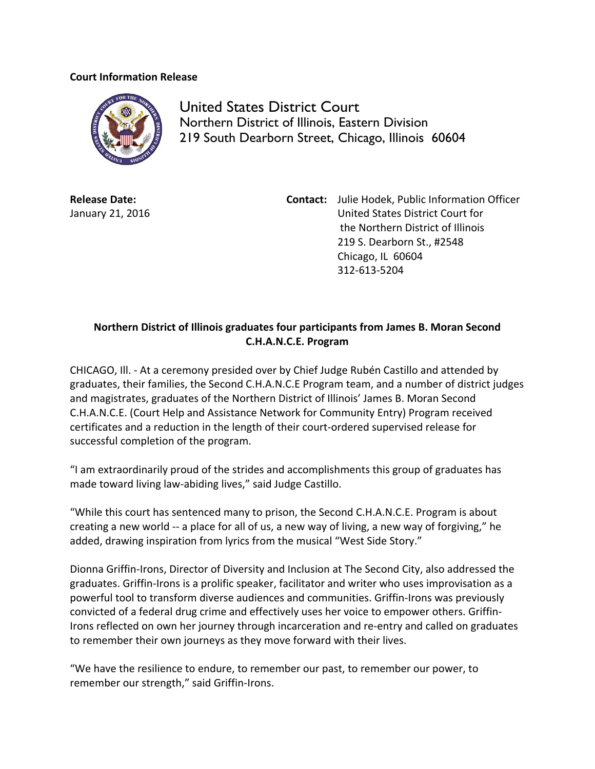**Court Information Release**

United States District Court
Northern District of Illinois, Eastern Division
219 South Dearborn Street, Chicago, Illinois 60604

**Release Date:**
January 21, 2016

**Contact:** Julie Hodek, Public Information Officer
United States District Court for
the Northern District of Illinois
219 S. Dearborn St., #2548
Chicago, IL 60604
312-613-5204

## Northern District of Illinois graduates four participants from James B. Moran Second C.H.A.N.C.E. Program

CHICAGO, Ill. - At a ceremony presided over by Chief Judge Rubén Castillo and attended by graduates, their families, the Second C.H.A.N.C.E Program team, and a number of district judges and magistrates, graduates of the Northern District of Illinois' James B. Moran Second C.H.A.N.C.E. (Court Help and Assistance Network for Community Entry) Program received certificates and a reduction in the length of their court-ordered supervised release for successful completion of the program.

"I am extraordinarily proud of the strides and accomplishments this group of graduates has made toward living law-abiding lives," said Judge Castillo.

"While this court has sentenced many to prison, the Second C.H.A.N.C.E. Program is about creating a new world -- a place for all of us, a new way of living, a new way of forgiving," he added, drawing inspiration from lyrics from the musical "West Side Story."

Dionna Griffin-Irons, Director of Diversity and Inclusion at The Second City, also addressed the graduates. Griffin-Irons is a prolific speaker, facilitator and writer who uses improvisation as a powerful tool to transform diverse audiences and communities. Griffin-Irons was previously convicted of a federal drug crime and effectively uses her voice to empower others. Griffin-Irons reflected on own her journey through incarceration and re-entry and called on graduates to remember their own journeys as they move forward with their lives.

"We have the resilience to endure, to remember our past, to remember our power, to remember our strength," said Griffin-Irons.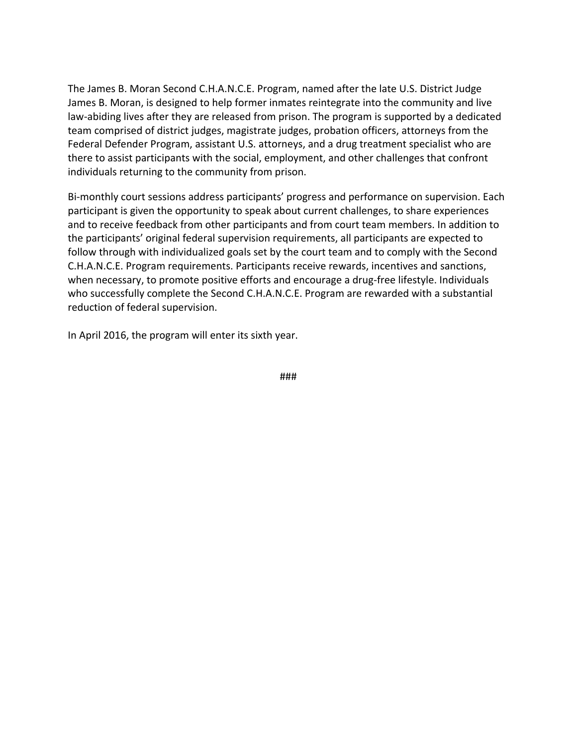The James B. Moran Second C.H.A.N.C.E. Program, named after the late U.S. District Judge James B. Moran, is designed to help former inmates reintegrate into the community and live law-abiding lives after they are released from prison. The program is supported by a dedicated team comprised of district judges, magistrate judges, probation officers, attorneys from the Federal Defender Program, assistant U.S. attorneys, and a drug treatment specialist who are there to assist participants with the social, employment, and other challenges that confront individuals returning to the community from prison.

Bi-monthly court sessions address participants' progress and performance on supervision. Each participant is given the opportunity to speak about current challenges, to share experiences and to receive feedback from other participants and from court team members. In addition to the participants' original federal supervision requirements, all participants are expected to follow through with individualized goals set by the court team and to comply with the Second C.H.A.N.C.E. Program requirements. Participants receive rewards, incentives and sanctions, when necessary, to promote positive efforts and encourage a drug-free lifestyle. Individuals who successfully complete the Second C.H.A.N.C.E. Program are rewarded with a substantial reduction of federal supervision.

In April 2016, the program will enter its sixth year.

###